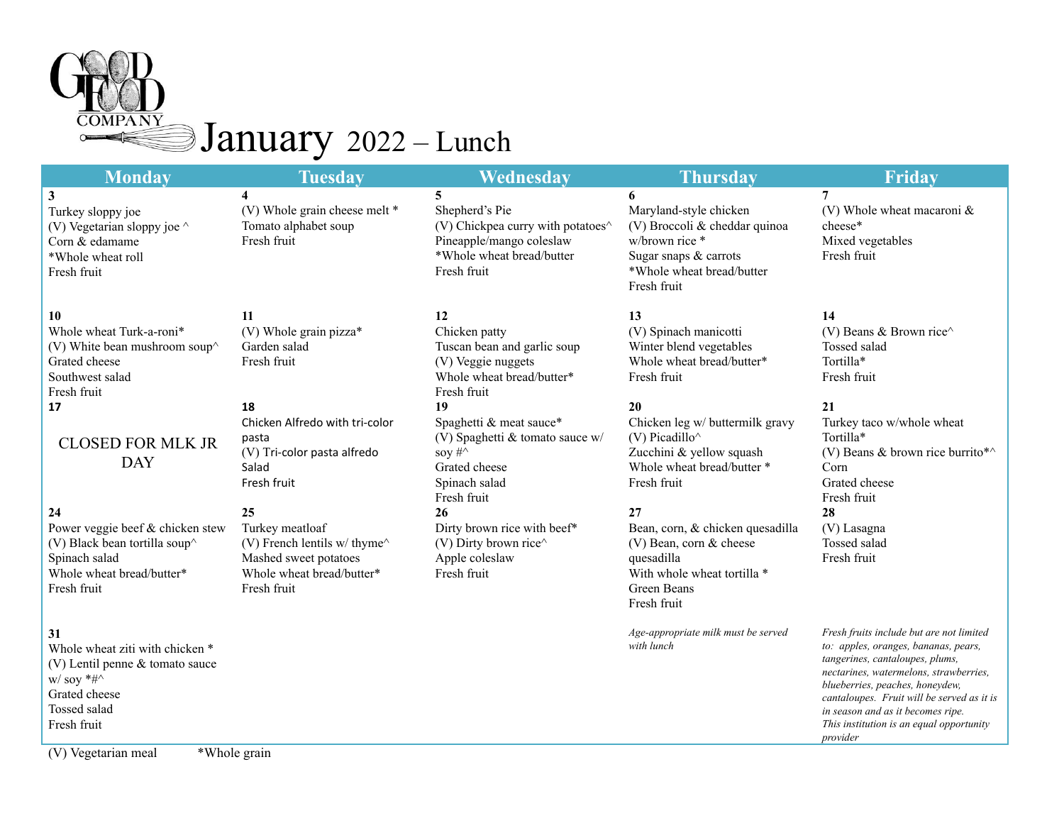# GOOD FOOD COMPANY January 2022 – Lunch

| Monday | Tuesday | Wednesday | Thursday | Friday |
|---|---|---|---|---|
| **3**<br>Turkey sloppy joe<br>(V) Vegetarian sloppy joe ^<br>Corn & edamame<br>*Whole wheat roll<br>Fresh fruit | **4**<br>(V) Whole grain cheese melt *<br>Tomato alphabet soup<br>Fresh fruit | **5**<br>Shepherd's Pie<br>(V) Chickpea curry with potatoes^<br>Pineapple/mango coleslaw<br>*Whole wheat bread/butter<br>Fresh fruit | **6**<br>Maryland-style chicken<br>(V) Broccoli & cheddar quinoa w/brown rice *<br>Sugar snaps & carrots<br>*Whole wheat bread/butter<br>Fresh fruit | **7**<br>(V) Whole wheat macaroni & cheese*<br>Mixed vegetables<br>Fresh fruit |
| **10**<br>Whole wheat Turk-a-roni*<br>(V) White bean mushroom soup^<br>Grated cheese<br>Southwest salad<br>Fresh fruit | **11**<br>(V) Whole grain pizza*<br>Garden salad<br>Fresh fruit | **12**<br>Chicken patty<br>Tuscan bean and garlic soup<br>(V) Veggie nuggets<br>Whole wheat bread/butter*<br>Fresh fruit | **13**<br>(V) Spinach manicotti<br>Winter blend vegetables<br>Whole wheat bread/butter*<br>Fresh fruit | **14**<br>(V) Beans & Brown rice^<br>Tossed salad<br>Tortilla*<br>Fresh fruit |
| **17**<br>CLOSED FOR MLK JR DAY | **18**<br>Chicken Alfredo with tri-color pasta<br>(V) Tri-color pasta alfredo<br>Salad<br>Fresh fruit | **19**<br>Spaghetti & meat sauce*<br>(V) Spaghetti & tomato sauce w/ soy #^<br>Grated cheese<br>Spinach salad<br>Fresh fruit | **20**<br>Chicken leg w/ buttermilk gravy<br>(V) Picadillo^<br>Zucchini & yellow squash<br>Whole wheat bread/butter *<br>Fresh fruit | **21**<br>Turkey taco w/whole wheat Tortilla*<br>(V) Beans & brown rice burrito*^<br>Corn<br>Grated cheese<br>Fresh fruit |
| **24**<br>Power veggie beef & chicken stew<br>(V) Black bean tortilla soup^<br>Spinach salad<br>Whole wheat bread/butter*<br>Fresh fruit | **25**<br>Turkey meatloaf<br>(V) French lentils w/ thyme^<br>Mashed sweet potatoes<br>Whole wheat bread/butter*<br>Fresh fruit | **26**<br>Dirty brown rice with beef*<br>(V) Dirty brown rice^<br>Apple coleslaw<br>Fresh fruit | **27**<br>Bean, corn, & chicken quesadilla<br>(V) Bean, corn & cheese quesadilla<br>With whole wheat tortilla *<br>Green Beans<br>Fresh fruit | **28**<br>(V) Lasagna<br>Tossed salad<br>Fresh fruit |
| **31**<br>Whole wheat ziti with chicken *<br>(V) Lentil penne & tomato sauce w/ soy *#^<br>Grated cheese<br>Tossed salad<br>Fresh fruit | | | *Age-appropriate milk must be served with lunch* | *Fresh fruits include but are not limited to: apples, oranges, bananas, pears, tangerines, cantaloupes, plums, nectarines, watermelons, strawberries, blueberries, peaches, honeydew, cantaloupes. Fruit will be served as it is in season and as it becomes ripe.*<br>*This institution is an equal opportunity provider* |

(V) Vegetarian meal *Whole grain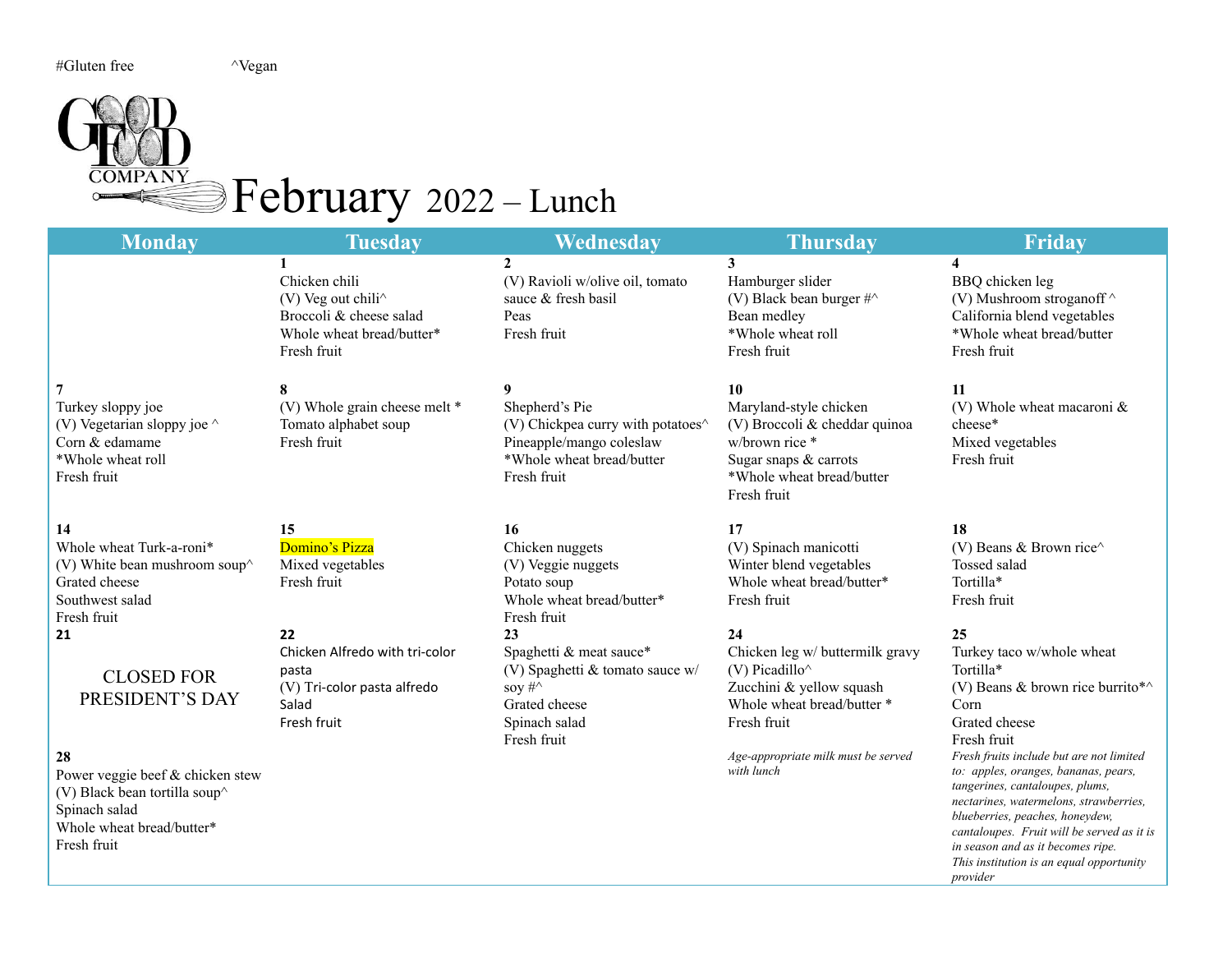#Gluten free ^Vegan

GOOD FOOD COMPANY

# February 2022 – Lunch

| Monday | Tuesday | Wednesday | Thursday | Friday |
|---|---|---|---|---|
| | **1**<br>Chicken chili<br>(V) Veg out chili^<br>Broccoli & cheese salad<br>Whole wheat bread/butter*<br>Fresh fruit | **2**<br>(V) Ravioli w/olive oil, tomato sauce & fresh basil<br>Peas<br>Fresh fruit | **3**<br>Hamburger slider<br>(V) Black bean burger #^<br>Bean medley<br>*Whole wheat roll<br>Fresh fruit | **4**<br>BBQ chicken leg<br>(V) Mushroom stroganoff ^<br>California blend vegetables<br>*Whole wheat bread/butter<br>Fresh fruit |
| **7**<br>Turkey sloppy joe<br>(V) Vegetarian sloppy joe ^<br>Corn & edamame<br>*Whole wheat roll<br>Fresh fruit | **8**<br>(V) Whole grain cheese melt *<br>Tomato alphabet soup<br>Fresh fruit | **9**<br>Shepherd's Pie<br>(V) Chickpea curry with potatoes^<br>Pineapple/mango coleslaw<br>*Whole wheat bread/butter<br>Fresh fruit | **10**<br>Maryland-style chicken<br>(V) Broccoli & cheddar quinoa w/brown rice *<br>Sugar snaps & carrots<br>*Whole wheat bread/butter<br>Fresh fruit | **11**<br>(V) Whole wheat macaroni & cheese*<br>Mixed vegetables<br>Fresh fruit |
| **14**<br>Whole wheat Turk-a-roni*<br>(V) White bean mushroom soup^<br>Grated cheese<br>Southwest salad<br>Fresh fruit | **15**<br>Domino's Pizza<br>Mixed vegetables<br>Fresh fruit | **16**<br>Chicken nuggets<br>(V) Veggie nuggets<br>Potato soup<br>Whole wheat bread/butter*<br>Fresh fruit | **17**<br>(V) Spinach manicotti<br>Winter blend vegetables<br>Whole wheat bread/butter*<br>Fresh fruit | **18**<br>(V) Beans & Brown rice^<br>Tossed salad<br>Tortilla*<br>Fresh fruit |
| **21**<br>CLOSED FOR PRESIDENT'S DAY | **22**<br>Chicken Alfredo with tri-color pasta<br>(V) Tri-color pasta alfredo<br>Salad<br>Fresh fruit | **23**<br>Spaghetti & meat sauce*<br>(V) Spaghetti & tomato sauce w/ soy #^<br>Grated cheese<br>Spinach salad<br>Fresh fruit | **24**<br>Chicken leg w/ buttermilk gravy<br>(V) Picadillo^<br>Zucchini & yellow squash<br>Whole wheat bread/butter *<br>Fresh fruit | **25**<br>Turkey taco w/whole wheat Tortilla*<br>(V) Beans & brown rice burrito*^<br>Corn<br>Grated cheese<br>Fresh fruit |
| **28**<br>Power veggie beef & chicken stew<br>(V) Black bean tortilla soup^<br>Spinach salad<br>Whole wheat bread/butter*<br>Fresh fruit | | | *Age-appropriate milk must be served with lunch* | *Fresh fruits include but are not limited to: apples, oranges, bananas, pears, tangerines, cantaloupes, plums, nectarines, watermelons, strawberries, blueberries, peaches, honeydew, cantaloupes. Fruit will be served as it is in season and as it becomes ripe.*<br>*This institution is an equal opportunity provider* |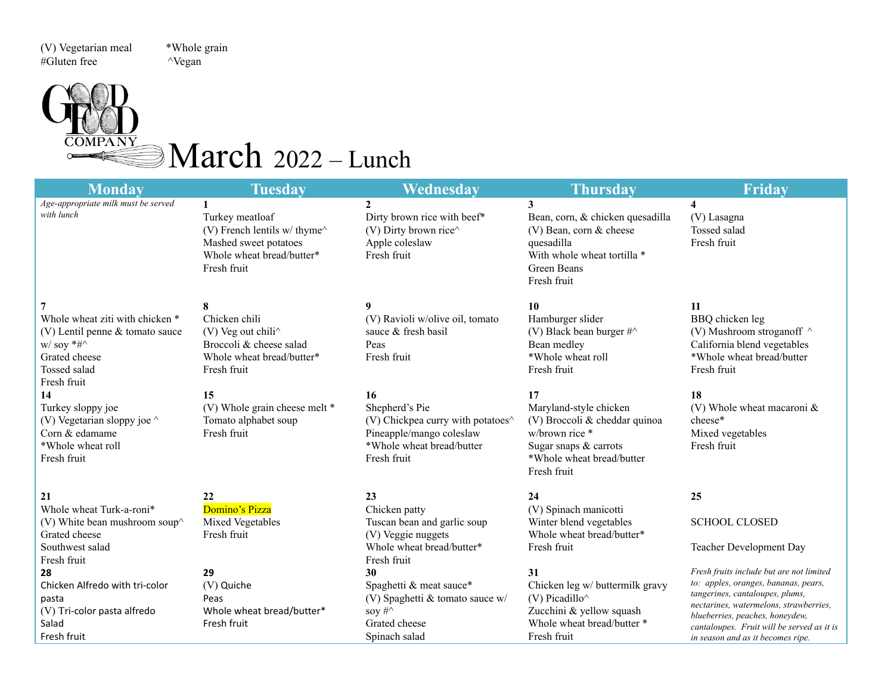(V) Vegetarian meal *Whole grain
#Gluten free ^Vegan

GOOD FOOD COMPANY

# March 2022 – Lunch

| Monday | Tuesday | Wednesday | Thursday | Friday |
|---|---|---|---|---|
| *Age-appropriate milk must be served with lunch* | **1**<br>Turkey meatloaf<br>(V) French lentils w/ thyme^<br>Mashed sweet potatoes<br>Whole wheat bread/butter*<br>Fresh fruit | **2**<br>Dirty brown rice with beef*<br>(V) Dirty brown rice^<br>Apple coleslaw<br>Fresh fruit | **3**<br>Bean, corn, & chicken quesadilla<br>(V) Bean, corn & cheese quesadilla<br>With whole wheat tortilla *<br>Green Beans<br>Fresh fruit | **4**<br>(V) Lasagna<br>Tossed salad<br>Fresh fruit |
| **7**<br>Whole wheat ziti with chicken *<br>(V) Lentil penne & tomato sauce w/ soy *#^<br>Grated cheese<br>Tossed salad<br>Fresh fruit | **8**<br>Chicken chili<br>(V) Veg out chili^<br>Broccoli & cheese salad<br>Whole wheat bread/butter*<br>Fresh fruit | **9**<br>(V) Ravioli w/olive oil, tomato sauce & fresh basil<br>Peas<br>Fresh fruit | **10**<br>Hamburger slider<br>(V) Black bean burger #^<br>Bean medley<br>*Whole wheat roll<br>Fresh fruit | **11**<br>BBQ chicken leg<br>(V) Mushroom stroganoff ^<br>California blend vegetables<br>*Whole wheat bread/butter<br>Fresh fruit |
| **14**<br>Turkey sloppy joe<br>(V) Vegetarian sloppy joe ^<br>Corn & edamame<br>*Whole wheat roll<br>Fresh fruit | **15**<br>(V) Whole grain cheese melt *<br>Tomato alphabet soup<br>Fresh fruit | **16**<br>Shepherd's Pie<br>(V) Chickpea curry with potatoes^<br>Pineapple/mango coleslaw<br>*Whole wheat bread/butter<br>Fresh fruit | **17**<br>Maryland-style chicken<br>(V) Broccoli & cheddar quinoa w/brown rice *<br>Sugar snaps & carrots<br>*Whole wheat bread/butter<br>Fresh fruit | **18**<br>(V) Whole wheat macaroni & cheese*<br>Mixed vegetables<br>Fresh fruit |
| **21**<br>Whole wheat Turk-a-roni*<br>(V) White bean mushroom soup^<br>Grated cheese<br>Southwest salad<br>Fresh fruit | **22**<br>Domino's Pizza<br>Mixed Vegetables<br>Fresh fruit | **23**<br>Chicken patty<br>Tuscan bean and garlic soup<br>(V) Veggie nuggets<br>Whole wheat bread/butter*<br>Fresh fruit | **24**<br>(V) Spinach manicotti<br>Winter blend vegetables<br>Whole wheat bread/butter*<br>Fresh fruit | **25**<br>SCHOOL CLOSED<br>Teacher Development Day |
| **28**<br>Chicken Alfredo with tri-color pasta<br>(V) Tri-color pasta alfredo<br>Salad<br>Fresh fruit | **29**<br>(V) Quiche<br>Peas<br>Whole wheat bread/butter*<br>Fresh fruit | **30**<br>Spaghetti & meat sauce*<br>(V) Spaghetti & tomato sauce w/ soy #^<br>Grated cheese<br>Spinach salad | **31**<br>Chicken leg w/ buttermilk gravy<br>(V) Picadillo^<br>Zucchini & yellow squash<br>Whole wheat bread/butter *<br>Fresh fruit | *Fresh fruits include but are not limited to: apples, oranges, bananas, pears, tangerines, cantaloupes, plums, nectarines, watermelons, strawberries, blueberries, peaches, honeydew, cantaloupes. Fruit will be served as it is in season and as it becomes ripe.* |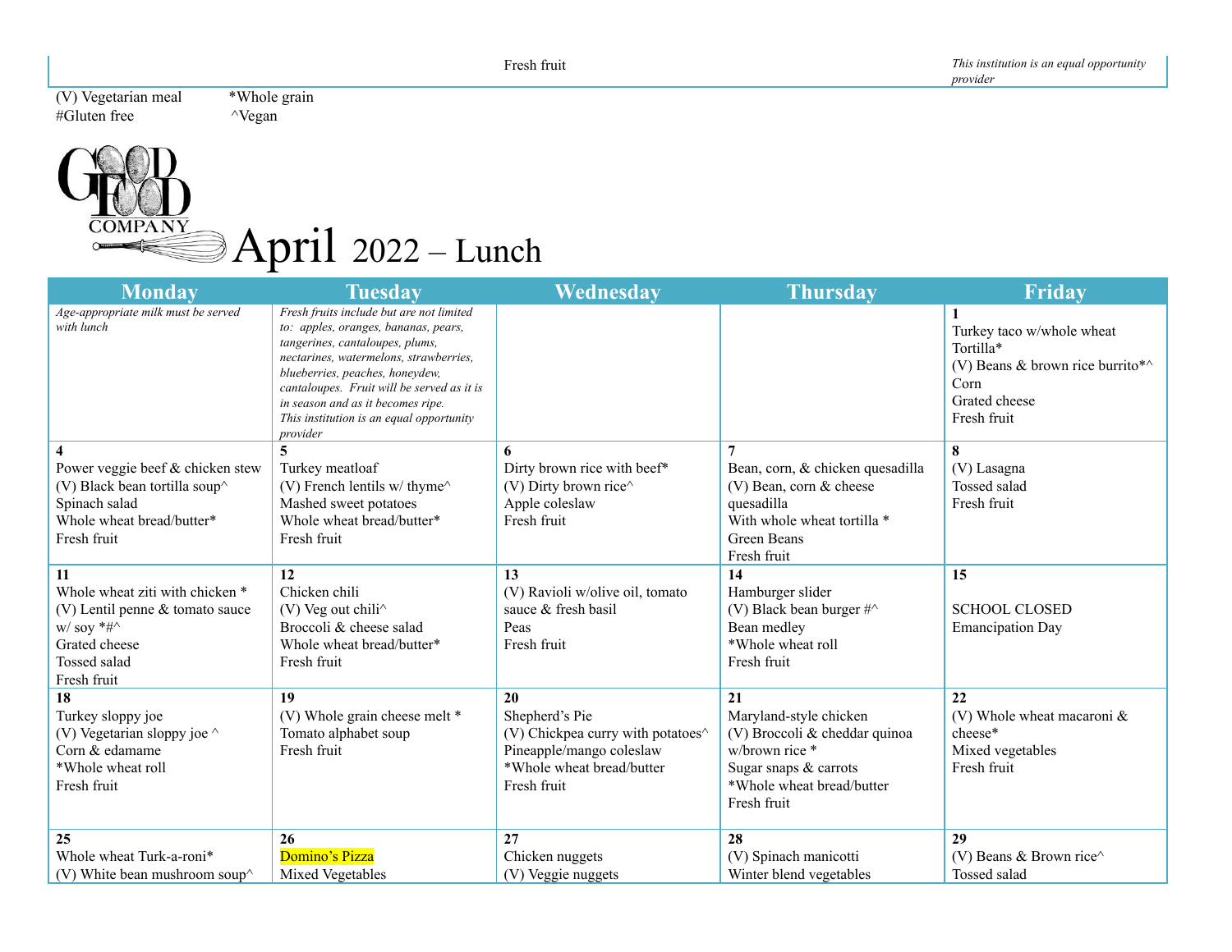| | | Fresh fruit | | *This institution is an equal opportunity provider* |
|---|---|---|---|---|

(V) Vegetarian meal *Whole grain
#Gluten free ^Vegan

# April 2022 – Lunch

GOOD FOOD COMPANY

| Monday | Tuesday | Wednesday | Thursday | Friday |
|---|---|---|---|---|
| *Age-appropriate milk must be served with lunch* | *Fresh fruits include but are not limited to: apples, oranges, bananas, pears, tangerines, cantaloupes, plums, nectarines, watermelons, strawberries, blueberries, peaches, honeydew, cantaloupes. Fruit will be served as it is in season and as it becomes ripe. This institution is an equal opportunity provider* | | | **1**<br>Turkey taco w/whole wheat Tortilla*<br>(V) Beans & brown rice burrito*^<br>Corn<br>Grated cheese<br>Fresh fruit |
| **4**<br>Power veggie beef & chicken stew<br>(V) Black bean tortilla soup^<br>Spinach salad<br>Whole wheat bread/butter*<br>Fresh fruit | **5**<br>Turkey meatloaf<br>(V) French lentils w/ thyme^<br>Mashed sweet potatoes<br>Whole wheat bread/butter*<br>Fresh fruit | **6**<br>Dirty brown rice with beef*<br>(V) Dirty brown rice^<br>Apple coleslaw<br>Fresh fruit | **7**<br>Bean, corn, & chicken quesadilla<br>(V) Bean, corn & cheese quesadilla<br>With whole wheat tortilla *<br>Green Beans<br>Fresh fruit | **8**<br>(V) Lasagna<br>Tossed salad<br>Fresh fruit |
| **11**<br>Whole wheat ziti with chicken *<br>(V) Lentil penne & tomato sauce w/ soy *#^<br>Grated cheese<br>Tossed salad<br>Fresh fruit | **12**<br>Chicken chili<br>(V) Veg out chili^<br>Broccoli & cheese salad<br>Whole wheat bread/butter*<br>Fresh fruit | **13**<br>(V) Ravioli w/olive oil, tomato sauce & fresh basil<br>Peas<br>Fresh fruit | **14**<br>Hamburger slider<br>(V) Black bean burger #^<br>Bean medley<br>*Whole wheat roll<br>Fresh fruit | **15**<br><br>SCHOOL CLOSED<br>Emancipation Day |
| **18**<br>Turkey sloppy joe<br>(V) Vegetarian sloppy joe ^<br>Corn & edamame<br>*Whole wheat roll<br>Fresh fruit | **19**<br>(V) Whole grain cheese melt *<br>Tomato alphabet soup<br>Fresh fruit | **20**<br>Shepherd's Pie<br>(V) Chickpea curry with potatoes^<br>Pineapple/mango coleslaw<br>*Whole wheat bread/butter<br>Fresh fruit | **21**<br>Maryland-style chicken<br>(V) Broccoli & cheddar quinoa w/brown rice *<br>Sugar snaps & carrots<br>*Whole wheat bread/butter<br>Fresh fruit | **22**<br>(V) Whole wheat macaroni & cheese*<br>Mixed vegetables<br>Fresh fruit |
| **25**<br>Whole wheat Turk-a-roni*<br>(V) White bean mushroom soup^ | **26**<br>Domino's Pizza<br>Mixed Vegetables | **27**<br>Chicken nuggets<br>(V) Veggie nuggets | **28**<br>(V) Spinach manicotti<br>Winter blend vegetables | **29**<br>(V) Beans & Brown rice^<br>Tossed salad |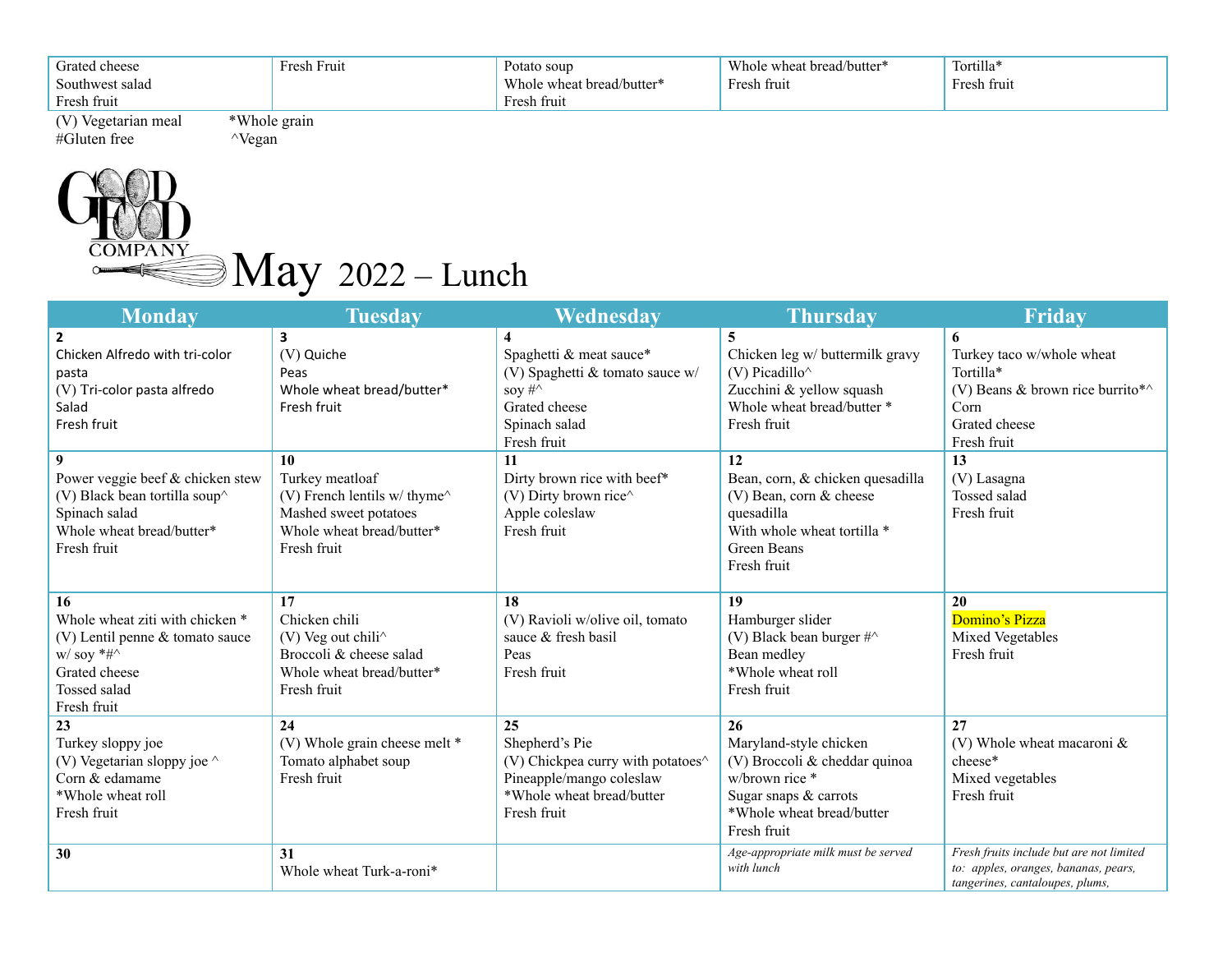| | | | | |
|---|---|---|---|---|
| Grated cheese<br>Southwest salad<br>Fresh fruit | Fresh Fruit | Potato soup<br>Whole wheat bread/butter*<br>Fresh fruit | Whole wheat bread/butter*<br>Fresh fruit | Tortilla*<br>Fresh fruit |

(V) Vegetarian meal *Whole grain
#Gluten free ^Vegan

GOOD FOOD COMPANY

# May 2022 – Lunch

| Monday | Tuesday | Wednesday | Thursday | Friday |
|---|---|---|---|---|
| **2**<br>Chicken Alfredo with tri-color pasta<br>(V) Tri-color pasta alfredo<br>Salad<br>Fresh fruit | **3**<br>(V) Quiche<br>Peas<br>Whole wheat bread/butter*<br>Fresh fruit | **4**<br>Spaghetti & meat sauce*<br>(V) Spaghetti & tomato sauce w/ soy #^<br>Grated cheese<br>Spinach salad<br>Fresh fruit | **5**<br>Chicken leg w/ buttermilk gravy<br>(V) Picadillo^<br>Zucchini & yellow squash<br>Whole wheat bread/butter *<br>Fresh fruit | **6**<br>Turkey taco w/whole wheat Tortilla*<br>(V) Beans & brown rice burrito*^<br>Corn<br>Grated cheese<br>Fresh fruit |
| **9**<br>Power veggie beef & chicken stew<br>(V) Black bean tortilla soup^<br>Spinach salad<br>Whole wheat bread/butter*<br>Fresh fruit | **10**<br>Turkey meatloaf<br>(V) French lentils w/ thyme^<br>Mashed sweet potatoes<br>Whole wheat bread/butter*<br>Fresh fruit | **11**<br>Dirty brown rice with beef*<br>(V) Dirty brown rice^<br>Apple coleslaw<br>Fresh fruit | **12**<br>Bean, corn, & chicken quesadilla<br>(V) Bean, corn & cheese quesadilla<br>With whole wheat tortilla *<br>Green Beans<br>Fresh fruit | **13**<br>(V) Lasagna<br>Tossed salad<br>Fresh fruit |
| **16**<br>Whole wheat ziti with chicken *<br>(V) Lentil penne & tomato sauce w/ soy *#^<br>Grated cheese<br>Tossed salad<br>Fresh fruit | **17**<br>Chicken chili<br>(V) Veg out chili^<br>Broccoli & cheese salad<br>Whole wheat bread/butter*<br>Fresh fruit | **18**<br>(V) Ravioli w/olive oil, tomato sauce & fresh basil<br>Peas<br>Fresh fruit | **19**<br>Hamburger slider<br>(V) Black bean burger #^<br>Bean medley<br>*Whole wheat roll<br>Fresh fruit | **20**<br>Domino's Pizza<br>Mixed Vegetables<br>Fresh fruit |
| **23**<br>Turkey sloppy joe<br>(V) Vegetarian sloppy joe ^<br>Corn & edamame<br>*Whole wheat roll<br>Fresh fruit | **24**<br>(V) Whole grain cheese melt *<br>Tomato alphabet soup<br>Fresh fruit | **25**<br>Shepherd's Pie<br>(V) Chickpea curry with potatoes^<br>Pineapple/mango coleslaw<br>*Whole wheat bread/butter<br>Fresh fruit | **26**<br>Maryland-style chicken<br>(V) Broccoli & cheddar quinoa w/brown rice *<br>Sugar snaps & carrots<br>*Whole wheat bread/butter<br>Fresh fruit | **27**<br>(V) Whole wheat macaroni & cheese*<br>Mixed vegetables<br>Fresh fruit |
| **30** | **31**<br>Whole wheat Turk-a-roni* | | *Age-appropriate milk must be served with lunch* | *Fresh fruits include but are not limited to: apples, oranges, bananas, pears, tangerines, cantaloupes, plums,* |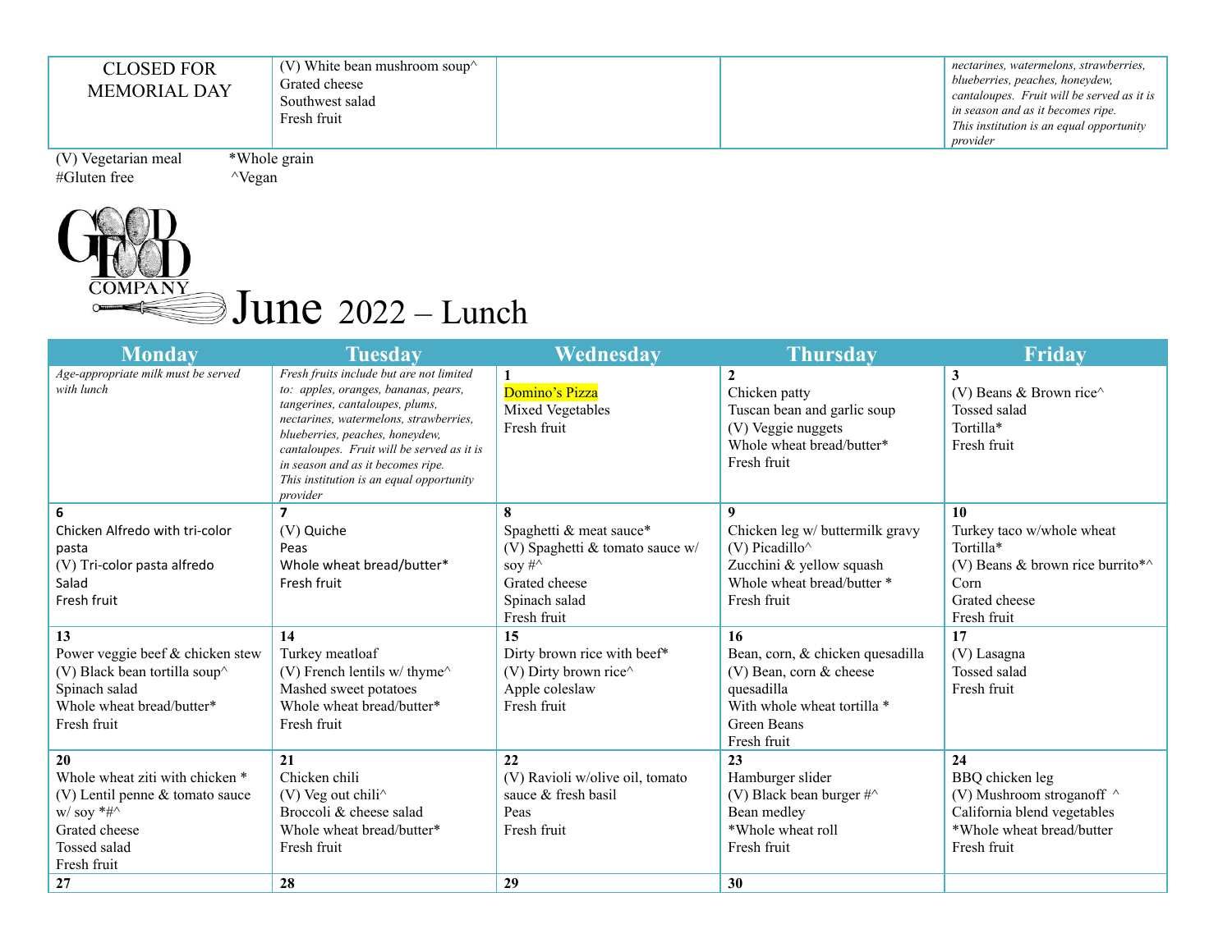| CLOSED FOR MEMORIAL DAY | (V) White bean mushroom soup^<br>Grated cheese<br>Southwest salad<br>Fresh fruit | | | *nectarines, watermelons, strawberries, blueberries, peaches, honeydew, cantaloupes. Fruit will be served as it is in season and as it becomes ripe.*<br>*This institution is an equal opportunity provider* |
|---|---|---|---|---|

(V) Vegetarian meal *Whole grain
#Gluten free ^Vegan

GOOD FOOD COMPANY

# June 2022 – Lunch

| Monday | Tuesday | Wednesday | Thursday | Friday |
|---|---|---|---|---|
| *Age-appropriate milk must be served with lunch* | *Fresh fruits include but are not limited to: apples, oranges, bananas, pears, tangerines, cantaloupes, plums, nectarines, watermelons, strawberries, blueberries, peaches, honeydew, cantaloupes. Fruit will be served as it is in season and as it becomes ripe.*<br>*This institution is an equal opportunity provider* | **1**<br>Domino's Pizza<br>Mixed Vegetables<br>Fresh fruit | **2**<br>Chicken patty<br>Tuscan bean and garlic soup<br>(V) Veggie nuggets<br>Whole wheat bread/butter*<br>Fresh fruit | **3**<br>(V) Beans & Brown rice^<br>Tossed salad<br>Tortilla*<br>Fresh fruit |
| **6**<br>Chicken Alfredo with tri-color pasta<br>(V) Tri-color pasta alfredo<br>Salad<br>Fresh fruit | **7**<br>(V) Quiche<br>Peas<br>Whole wheat bread/butter*<br>Fresh fruit | **8**<br>Spaghetti & meat sauce*<br>(V) Spaghetti & tomato sauce w/ soy #^<br>Grated cheese<br>Spinach salad<br>Fresh fruit | **9**<br>Chicken leg w/ buttermilk gravy<br>(V) Picadillo^<br>Zucchini & yellow squash<br>Whole wheat bread/butter *<br>Fresh fruit | **10**<br>Turkey taco w/whole wheat Tortilla*<br>(V) Beans & brown rice burrito*^<br>Corn<br>Grated cheese<br>Fresh fruit |
| **13**<br>Power veggie beef & chicken stew<br>(V) Black bean tortilla soup^<br>Spinach salad<br>Whole wheat bread/butter*<br>Fresh fruit | **14**<br>Turkey meatloaf<br>(V) French lentils w/ thyme^<br>Mashed sweet potatoes<br>Whole wheat bread/butter*<br>Fresh fruit | **15**<br>Dirty brown rice with beef*<br>(V) Dirty brown rice^<br>Apple coleslaw<br>Fresh fruit | **16**<br>Bean, corn, & chicken quesadilla<br>(V) Bean, corn & cheese quesadilla<br>With whole wheat tortilla *<br>Green Beans<br>Fresh fruit | **17**<br>(V) Lasagna<br>Tossed salad<br>Fresh fruit |
| **20**<br>Whole wheat ziti with chicken *<br>(V) Lentil penne & tomato sauce w/ soy *#^<br>Grated cheese<br>Tossed salad<br>Fresh fruit | **21**<br>Chicken chili<br>(V) Veg out chili^<br>Broccoli & cheese salad<br>Whole wheat bread/butter*<br>Fresh fruit | **22**<br>(V) Ravioli w/olive oil, tomato sauce & fresh basil<br>Peas<br>Fresh fruit | **23**<br>Hamburger slider<br>(V) Black bean burger #^<br>Bean medley<br>*Whole wheat roll<br>Fresh fruit | **24**<br>BBQ chicken leg<br>(V) Mushroom stroganoff ^<br>California blend vegetables<br>*Whole wheat bread/butter<br>Fresh fruit |
| **27** | **28** | **29** | **30** | |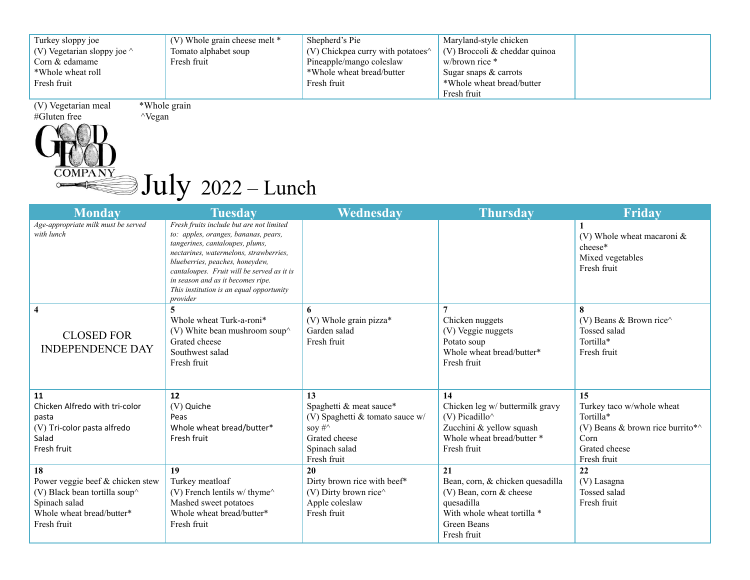| | | | | |
|---|---|---|---|---|
| Turkey sloppy joe<br>(V) Vegetarian sloppy joe ^<br>Corn & edamame<br>*Whole wheat roll<br>Fresh fruit | (V) Whole grain cheese melt *<br>Tomato alphabet soup<br>Fresh fruit | Shepherd's Pie<br>(V) Chickpea curry with potatoes^<br>Pineapple/mango coleslaw<br>*Whole wheat bread/butter<br>Fresh fruit | Maryland-style chicken<br>(V) Broccoli & cheddar quinoa w/brown rice *<br>Sugar snaps & carrots<br>*Whole wheat bread/butter<br>Fresh fruit | |

(V) Vegetarian meal *Whole grain
#Gluten free ^Vegan

GOOD FOOD COMPANY

# July 2022 – Lunch

| Monday | Tuesday | Wednesday | Thursday | Friday |
|---|---|---|---|---|
| *Age-appropriate milk must be served with lunch* | *Fresh fruits include but are not limited to: apples, oranges, bananas, pears, tangerines, cantaloupes, plums, nectarines, watermelons, strawberries, blueberries, peaches, honeydew, cantaloupes. Fruit will be served as it is in season and as it becomes ripe.*<br>*This institution is an equal opportunity provider* | | | **1**<br>(V) Whole wheat macaroni & cheese*<br>Mixed vegetables<br>Fresh fruit |
| **4**<br>CLOSED FOR INDEPENDENCE DAY | **5**<br>Whole wheat Turk-a-roni*<br>(V) White bean mushroom soup^<br>Grated cheese<br>Southwest salad<br>Fresh fruit | **6**<br>(V) Whole grain pizza*<br>Garden salad<br>Fresh fruit | **7**<br>Chicken nuggets<br>(V) Veggie nuggets<br>Potato soup<br>Whole wheat bread/butter*<br>Fresh fruit | **8**<br>(V) Beans & Brown rice^<br>Tossed salad<br>Tortilla*<br>Fresh fruit |
| **11**<br>Chicken Alfredo with tri-color pasta<br>(V) Tri-color pasta alfredo<br>Salad<br>Fresh fruit | **12**<br>(V) Quiche<br>Peas<br>Whole wheat bread/butter*<br>Fresh fruit | **13**<br>Spaghetti & meat sauce*<br>(V) Spaghetti & tomato sauce w/ soy #^<br>Grated cheese<br>Spinach salad<br>Fresh fruit | **14**<br>Chicken leg w/ buttermilk gravy<br>(V) Picadillo^<br>Zucchini & yellow squash<br>Whole wheat bread/butter *<br>Fresh fruit | **15**<br>Turkey taco w/whole wheat Tortilla*<br>(V) Beans & brown rice burrito*^<br>Corn<br>Grated cheese<br>Fresh fruit |
| **18**<br>Power veggie beef & chicken stew<br>(V) Black bean tortilla soup^<br>Spinach salad<br>Whole wheat bread/butter*<br>Fresh fruit | **19**<br>Turkey meatloaf<br>(V) French lentils w/ thyme^<br>Mashed sweet potatoes<br>Whole wheat bread/butter*<br>Fresh fruit | **20**<br>Dirty brown rice with beef*<br>(V) Dirty brown rice^<br>Apple coleslaw<br>Fresh fruit | **21**<br>Bean, corn, & chicken quesadilla<br>(V) Bean, corn & cheese quesadilla<br>With whole wheat tortilla *<br>Green Beans<br>Fresh fruit | **22**<br>(V) Lasagna<br>Tossed salad<br>Fresh fruit |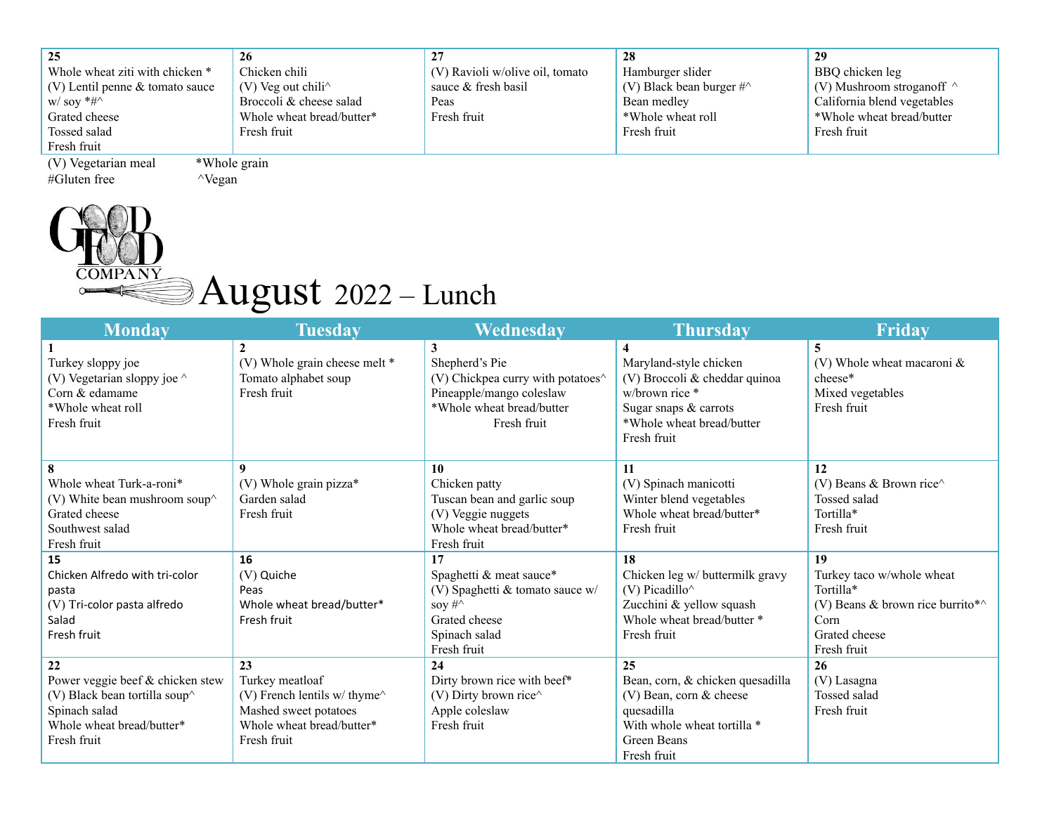| 25 | 26 | 27 | 28 | 29 |
|---|---|---|---|---|
| Whole wheat ziti with chicken *<br>(V) Lentil penne & tomato sauce w/ soy *#^<br>Grated cheese<br>Tossed salad<br>Fresh fruit | Chicken chili<br>(V) Veg out chili^<br>Broccoli & cheese salad<br>Whole wheat bread/butter*<br>Fresh fruit | (V) Ravioli w/olive oil, tomato sauce & fresh basil<br>Peas<br>Fresh fruit | Hamburger slider<br>(V) Black bean burger #^<br>Bean medley<br>*Whole wheat roll<br>Fresh fruit | BBQ chicken leg<br>(V) Mushroom stroganoff ^<br>California blend vegetables<br>*Whole wheat bread/butter<br>Fresh fruit |

(V) Vegetarian meal *Whole grain
#Gluten free ^Vegan

GOOD FOOD COMPANY

# August 2022 – Lunch

| Monday | Tuesday | Wednesday | Thursday | Friday |
|---|---|---|---|---|
| **1**<br>Turkey sloppy joe<br>(V) Vegetarian sloppy joe ^<br>Corn & edamame<br>*Whole wheat roll<br>Fresh fruit | **2**<br>(V) Whole grain cheese melt *<br>Tomato alphabet soup<br>Fresh fruit | **3**<br>Shepherd's Pie<br>(V) Chickpea curry with potatoes^<br>Pineapple/mango coleslaw<br>*Whole wheat bread/butter<br>Fresh fruit | **4**<br>Maryland-style chicken<br>(V) Broccoli & cheddar quinoa w/brown rice *<br>Sugar snaps & carrots<br>*Whole wheat bread/butter<br>Fresh fruit | **5**<br>(V) Whole wheat macaroni & cheese*<br>Mixed vegetables<br>Fresh fruit |
| **8**<br>Whole wheat Turk-a-roni*<br>(V) White bean mushroom soup^<br>Grated cheese<br>Southwest salad<br>Fresh fruit | **9**<br>(V) Whole grain pizza*<br>Garden salad<br>Fresh fruit | **10**<br>Chicken patty<br>Tuscan bean and garlic soup<br>(V) Veggie nuggets<br>Whole wheat bread/butter*<br>Fresh fruit | **11**<br>(V) Spinach manicotti<br>Winter blend vegetables<br>Whole wheat bread/butter*<br>Fresh fruit | **12**<br>(V) Beans & Brown rice^<br>Tossed salad<br>Tortilla*<br>Fresh fruit |
| **15**<br>Chicken Alfredo with tri-color pasta<br>(V) Tri-color pasta alfredo<br>Salad<br>Fresh fruit | **16**<br>(V) Quiche<br>Peas<br>Whole wheat bread/butter*<br>Fresh fruit | **17**<br>Spaghetti & meat sauce*<br>(V) Spaghetti & tomato sauce w/ soy #^<br>Grated cheese<br>Spinach salad<br>Fresh fruit | **18**<br>Chicken leg w/ buttermilk gravy<br>(V) Picadillo^<br>Zucchini & yellow squash<br>Whole wheat bread/butter *<br>Fresh fruit | **19**<br>Turkey taco w/whole wheat Tortilla*<br>(V) Beans & brown rice burrito*^<br>Corn<br>Grated cheese<br>Fresh fruit |
| **22**<br>Power veggie beef & chicken stew<br>(V) Black bean tortilla soup^<br>Spinach salad<br>Whole wheat bread/butter*<br>Fresh fruit | **23**<br>Turkey meatloaf<br>(V) French lentils w/ thyme^<br>Mashed sweet potatoes<br>Whole wheat bread/butter*<br>Fresh fruit | **24**<br>Dirty brown rice with beef*<br>(V) Dirty brown rice^<br>Apple coleslaw<br>Fresh fruit | **25**<br>Bean, corn, & chicken quesadilla<br>(V) Bean, corn & cheese quesadilla<br>With whole wheat tortilla *<br>Green Beans<br>Fresh fruit | **26**<br>(V) Lasagna<br>Tossed salad<br>Fresh fruit |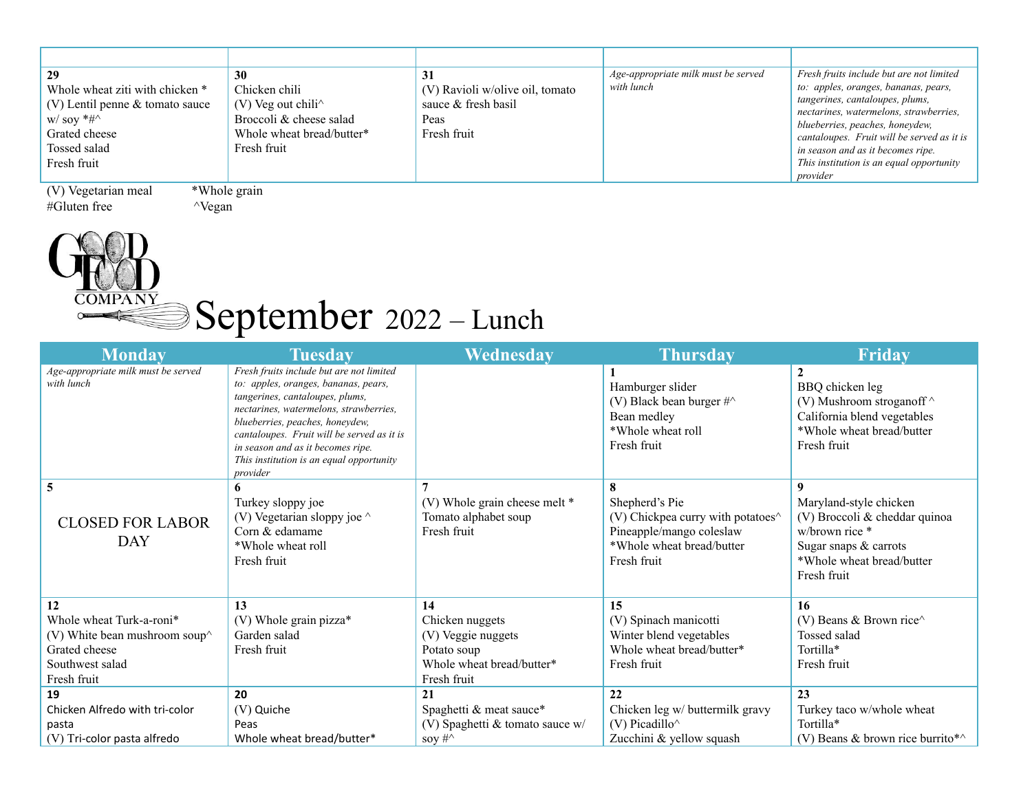| | | | | |
|---|---|---|---|---|
| **29**<br>Whole wheat ziti with chicken *<br>(V) Lentil penne & tomato sauce w/ soy *#^<br>Grated cheese<br>Tossed salad<br>Fresh fruit | **30**<br>Chicken chili<br>(V) Veg out chili^<br>Broccoli & cheese salad<br>Whole wheat bread/butter*<br>Fresh fruit | **31**<br>(V) Ravioli w/olive oil, tomato sauce & fresh basil<br>Peas<br>Fresh fruit | *Age-appropriate milk must be served with lunch* | *Fresh fruits include but are not limited to: apples, oranges, bananas, pears, tangerines, cantaloupes, plums, nectarines, watermelons, strawberries, blueberries, peaches, honeydew, cantaloupes. Fruit will be served as it is in season and as it becomes ripe.*<br>*This institution is an equal opportunity provider* |

(V) Vegetarian meal *Whole grain
#Gluten free ^Vegan

GOOD FOOD COMPANY

# September 2022 – Lunch

| Monday | Tuesday | Wednesday | Thursday | Friday |
|---|---|---|---|---|
| *Age-appropriate milk must be served with lunch* | *Fresh fruits include but are not limited to: apples, oranges, bananas, pears, tangerines, cantaloupes, plums, nectarines, watermelons, strawberries, blueberries, peaches, honeydew, cantaloupes. Fruit will be served as it is in season and as it becomes ripe.*<br>*This institution is an equal opportunity provider* | | **1**<br>Hamburger slider<br>(V) Black bean burger #^<br>Bean medley<br>*Whole wheat roll<br>Fresh fruit | **2**<br>BBQ chicken leg<br>(V) Mushroom stroganoff ^<br>California blend vegetables<br>*Whole wheat bread/butter<br>Fresh fruit |
| **5**<br>CLOSED FOR LABOR DAY | **6**<br>Turkey sloppy joe<br>(V) Vegetarian sloppy joe ^<br>Corn & edamame<br>*Whole wheat roll<br>Fresh fruit | **7**<br>(V) Whole grain cheese melt *<br>Tomato alphabet soup<br>Fresh fruit | **8**<br>Shepherd's Pie<br>(V) Chickpea curry with potatoes^<br>Pineapple/mango coleslaw<br>*Whole wheat bread/butter<br>Fresh fruit | **9**<br>Maryland-style chicken<br>(V) Broccoli & cheddar quinoa w/brown rice *<br>Sugar snaps & carrots<br>*Whole wheat bread/butter<br>Fresh fruit |
| **12**<br>Whole wheat Turk-a-roni*<br>(V) White bean mushroom soup^<br>Grated cheese<br>Southwest salad<br>Fresh fruit | **13**<br>(V) Whole grain pizza*<br>Garden salad<br>Fresh fruit | **14**<br>Chicken nuggets<br>(V) Veggie nuggets<br>Potato soup<br>Whole wheat bread/butter*<br>Fresh fruit | **15**<br>(V) Spinach manicotti<br>Winter blend vegetables<br>Whole wheat bread/butter*<br>Fresh fruit | **16**<br>(V) Beans & Brown rice^<br>Tossed salad<br>Tortilla*<br>Fresh fruit |
| **19**<br>Chicken Alfredo with tri-color pasta<br>(V) Tri-color pasta alfredo | **20**<br>(V) Quiche<br>Peas<br>Whole wheat bread/butter* | **21**<br>Spaghetti & meat sauce*<br>(V) Spaghetti & tomato sauce w/ soy #^ | **22**<br>Chicken leg w/ buttermilk gravy<br>(V) Picadillo^<br>Zucchini & yellow squash | **23**<br>Turkey taco w/whole wheat Tortilla*<br>(V) Beans & brown rice burrito*^ |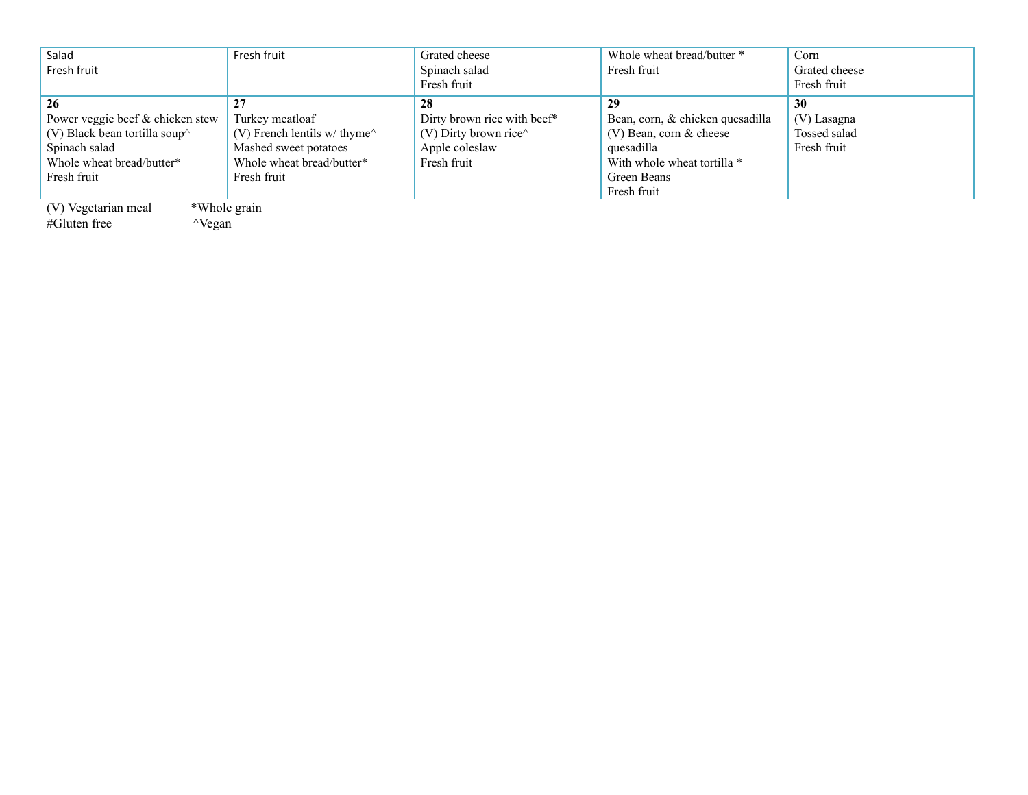| | | | | |
|---|---|---|---|---|
| Salad<br>Fresh fruit | Fresh fruit | Grated cheese<br>Spinach salad<br>Fresh fruit | Whole wheat bread/butter *<br>Fresh fruit | Corn<br>Grated cheese<br>Fresh fruit |
| **26**<br>Power veggie beef & chicken stew<br>(V) Black bean tortilla soup^<br>Spinach salad<br>Whole wheat bread/butter*<br>Fresh fruit | **27**<br>Turkey meatloaf<br>(V) French lentils w/ thyme^<br>Mashed sweet potatoes<br>Whole wheat bread/butter*<br>Fresh fruit | **28**<br>Dirty brown rice with beef*<br>(V) Dirty brown rice^<br>Apple coleslaw<br>Fresh fruit | **29**<br>Bean, corn, & chicken quesadilla<br>(V) Bean, corn & cheese quesadilla<br>With whole wheat tortilla *<br>Green Beans<br>Fresh fruit | **30**<br>(V) Lasagna<br>Tossed salad<br>Fresh fruit |

(V) Vegetarian meal *Whole grain
#Gluten free ^Vegan